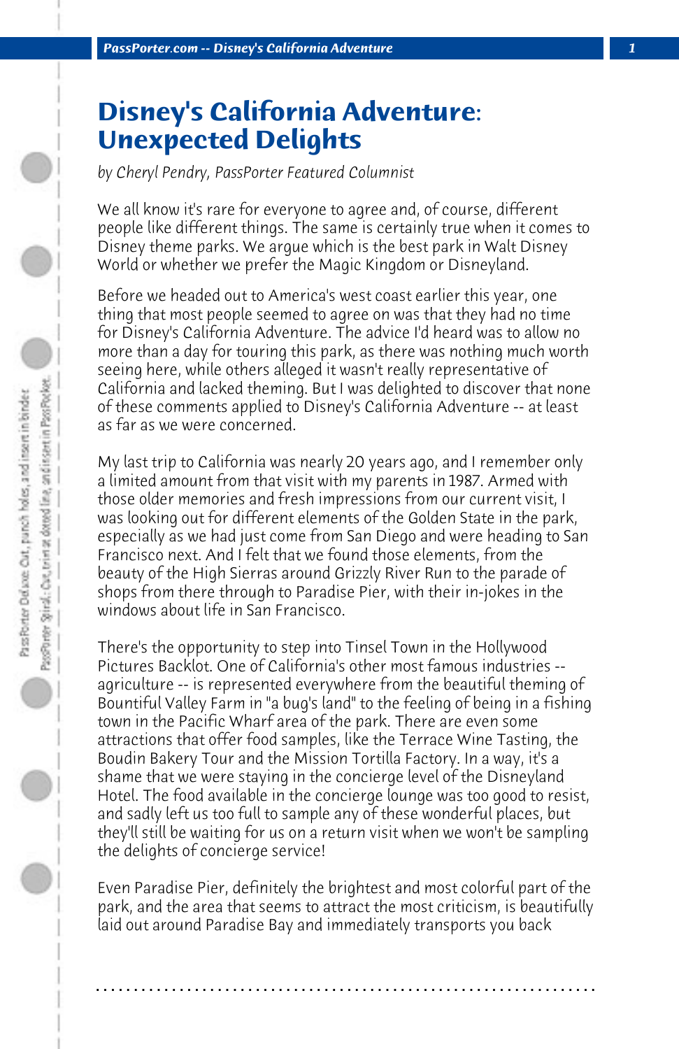# Disney's California Adventure: Unexpected Delights

*by Cheryl Pendry, PassPorter Featured Columnist*

We all know it's rare for everyone to agree and, of course, different people like different things. The same is certainly true when it comes to Disney theme parks. We argue which is the best park in Walt Disney World or whether we prefer the Magic Kingdom or Disneyland.

Before we headed out to America's west coast earlier this year, one thing that most people seemed to agree on was that they had no time for Disney's California Adventure. The advice I'd heard was to allow no more than a day for touring this park, as there was nothing much worth seeing here, while others alleged it wasn't really representative of California and lacked theming. But I was delighted to discover that none of these comments applied to Disney's California Adventure -- at least as far as we were concerned.

My last trip to California was nearly 20 years ago, and I remember only a limited amount from that visit with my parents in 1987. Armed with those older memories and fresh impressions from our current visit, I was looking out for different elements of the Golden State in the park, especially as we had just come from San Diego and were heading to San Francisco next. And I felt that we found those elements, from the beauty of the High Sierras around Grizzly River Run to the parade of shops from there through to Paradise Pier, with their in-jokes in the windows about life in San Francisco.

There's the opportunity to step into Tinsel Town in the Hollywood Pictures Backlot. One of California's other most famous industries -- agriculture -- is represented everywhere from the beautiful theming of Bountiful Valley Farm in "a bug's land" to the feeling of being in a fishing town in the Pacific Wharf area of the park. There are even some attractions that offer food samples, like the Terrace Wine Tasting, the Boudin Bakery Tour and the Mission Tortilla Factory. In a way, it's a shame that we were staying in the concierge level of the Disneyland Hotel. The food available in the concierge lounge was too good to resist, and sadly left us too full to sample any of these wonderful places, but they'll still be waiting for us on a return visit when we won't be sampling the delights of concierge service!

Even Paradise Pier, definitely the brightest and most colorful part of the park, and the area that seems to attract the most criticism, is beautifully laid out around Paradise Bay and immediately transports you back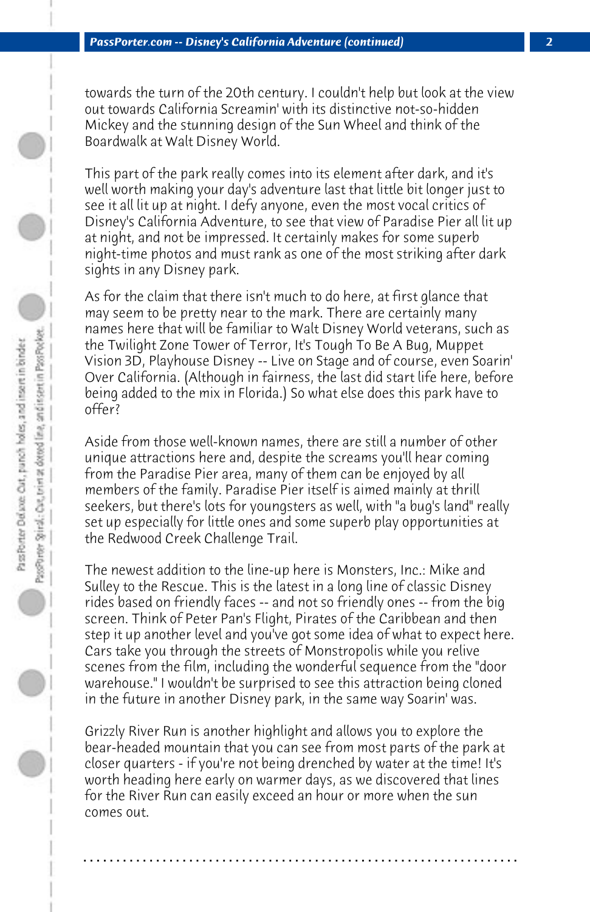towards the turn of the 20th century. I couldn't help but look at the view out towards California Screamin' with its distinctive not-so-hidden Mickey and the stunning design of the Sun Wheel and think of the Boardwalk at Walt Disney World.

This part of the park really comes into its element after dark, and it's well worth making your day's adventure last that little bit longer just to see it all lit up at night. I defy anyone, even the most vocal critics of Disney's California Adventure, to see that view of Paradise Pier all lit up at night, and not be impressed. It certainly makes for some superb night-time photos and must rank as one of the most striking after dark sights in any Disney park.

As for the claim that there isn't much to do here, at first glance that may seem to be pretty near to the mark. There are certainly many names here that will be familiar to Walt Disney World veterans, such as the Twilight Zone Tower of Terror, It's Tough To Be A Bug, Muppet Vision 3D, Playhouse Disney -- Live on Stage and of course, even Soarin' Over California. (Although in fairness, the last did start life here, before being added to the mix in Florida.) So what else does this park have to offer?

Aside from those well-known names, there are still a number of other unique attractions here and, despite the screams you'll hear coming from the Paradise Pier area, many of them can be enjoyed by all members of the family. Paradise Pier itself is aimed mainly at thrill seekers, but there's lots for youngsters as well, with "a bug's land" really set up especially for little ones and some superb play opportunities at the Redwood Creek Challenge Trail.

The newest addition to the line-up here is Monsters, Inc.: Mike and Sulley to the Rescue. This is the latest in a long line of classic Disney rides based on friendly faces -- and not so friendly ones -- from the big screen. Think of Peter Pan's Flight, Pirates of the Caribbean and then step it up another level and you've got some idea of what to expect here. Cars take you through the streets of Monstropolis while you relive scenes from the film, including the wonderful sequence from the "door warehouse." I wouldn't be surprised to see this attraction being cloned in the future in another Disney park, in the same way Soarin' was.

Grizzly River Run is another highlight and allows you to explore the bear-headed mountain that you can see from most parts of the park at closer quarters - if you're not being drenched by water at the time! It's worth heading here early on warmer days, as we discovered that lines for the River Run can easily exceed an hour or more when the sun comes out.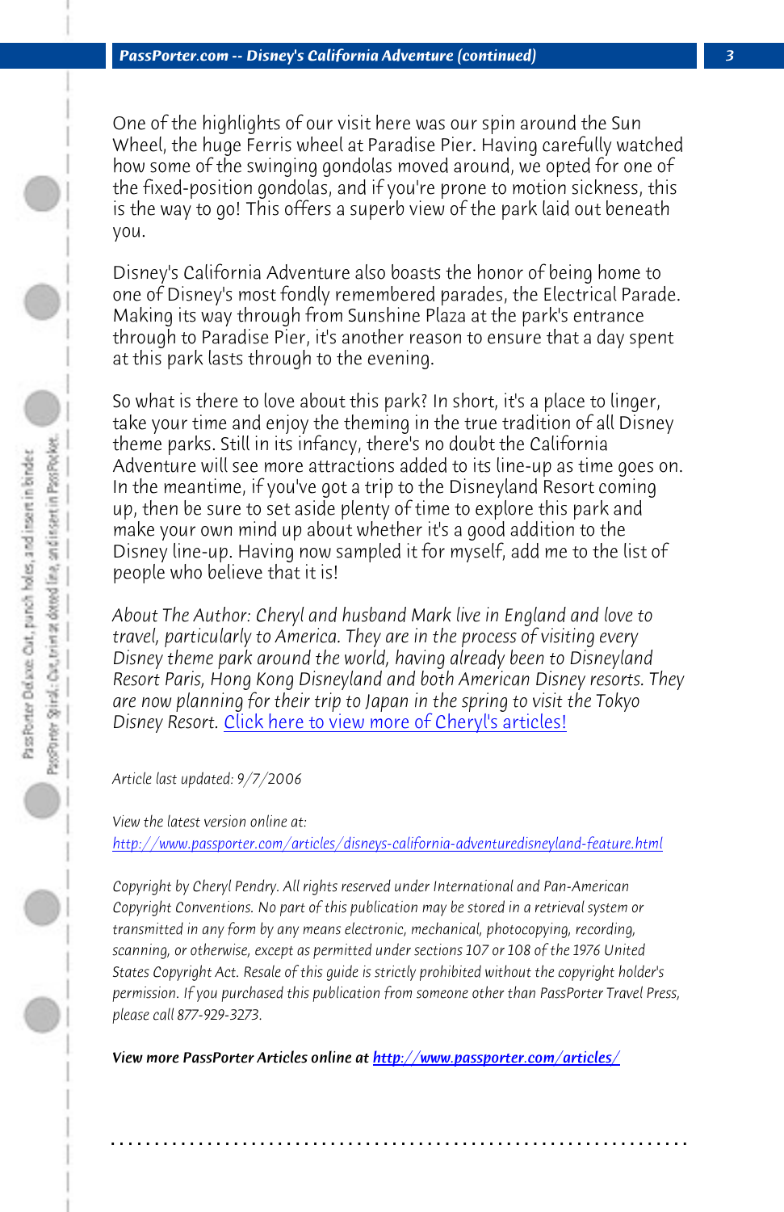One of the highlights of our visit here was our spin around the Sun Wheel, the huge Ferris wheel at Paradise Pier. Having carefully watched how some of the swinging gondolas moved around, we opted for one of the fixed-position gondolas, and if you're prone to motion sickness, this is the way to go! This offers a superb view of the park laid out beneath you.

Disney's California Adventure also boasts the honor of being home to one of Disney's most fondly remembered parades, the Electrical Parade. Making its way through from Sunshine Plaza at the park's entrance through to Paradise Pier, it's another reason to ensure that a day spent at this park lasts through to the evening.

So what is there to love about this park? In short, it's a place to linger, take your time and enjoy the theming in the true tradition of all Disney theme parks. Still in its infancy, there's no doubt the California Adventure will see more attractions added to its line-up as time goes on. In the meantime, if you've got a trip to the Disneyland Resort coming up, then be sure to set aside plenty of time to explore this park and make your own mind up about whether it's a good addition to the Disney line-up. Having now sampled it for myself, add me to the list of people who believe that it is!

*About The Author: Cheryl and husband Mark live in England and love to travel, particularly to America. They are in the process of visiting every Disney theme park around the world, having already been to Disneyland Resort Paris, Hong Kong Disneyland and both American Disney resorts. They are now planning for their trip to Japan in the spring to visit the Tokyo Disney Resort.* Click here to view more of Cheryl's articles!

*Article last updated: 9/7/2006*

*View the latest version online at:*
*http://www.passporter.com/articles/disneys-california-adventuredisneyland-feature.html*

*Copyright by Cheryl Pendry. All rights reserved under International and Pan-American Copyright Conventions. No part of this publication may be stored in a retrieval system or transmitted in any form by any means electronic, mechanical, photocopying, recording, scanning, or otherwise, except as permitted under sections 107 or 108 of the 1976 United States Copyright Act. Resale of this guide is strictly prohibited without the copyright holder's permission. If you purchased this publication from someone other than PassPorter Travel Press, please call 877-929-3273.*

***View more PassPorter Articles online at http://www.passporter.com/articles/***